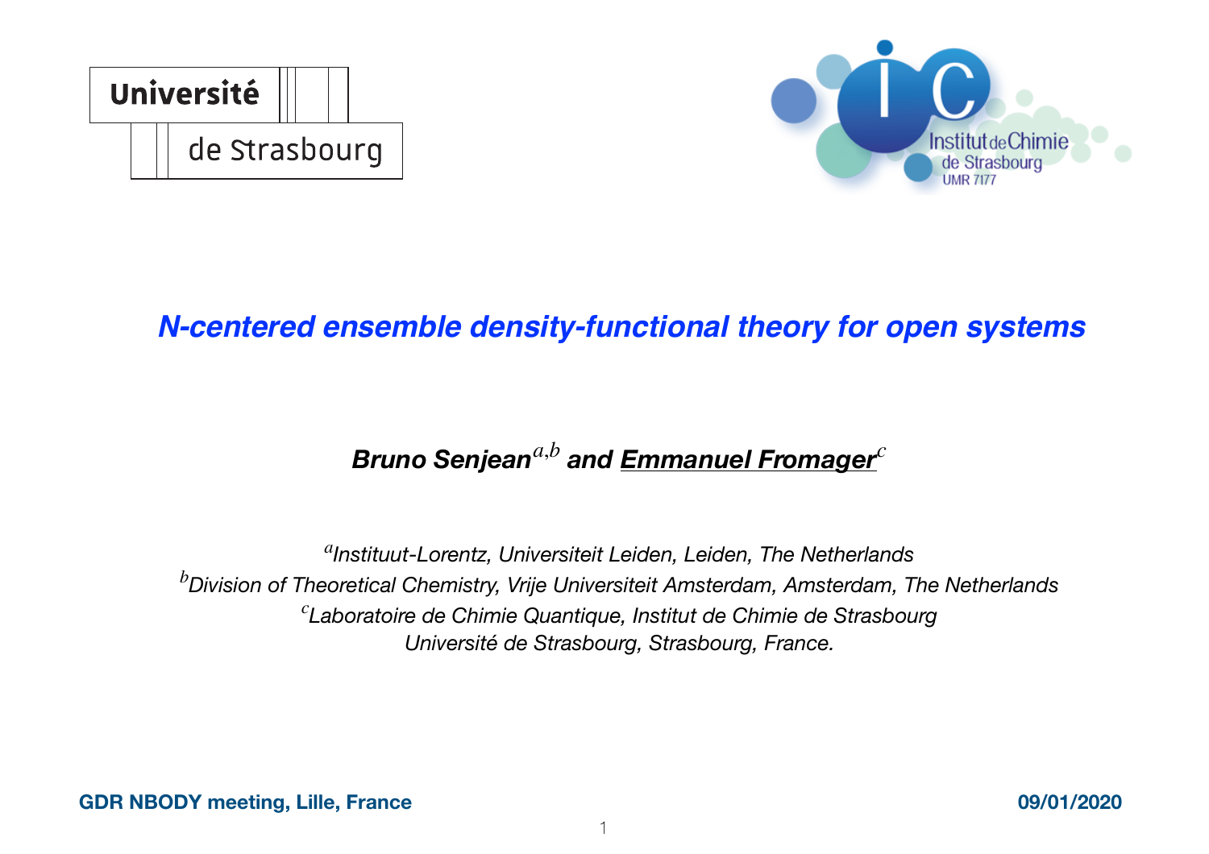# *N-centered ensemble density-functional theory for open systems*

***Bruno Senjean*** [a,b] ***and Emmanuel Fromager*** [c]

*[a] Instituut-Lorentz, Universiteit Leiden, Leiden, The Netherlands*
*[b] Division of Theoretical Chemistry, Vrije Universiteit Amsterdam, Amsterdam, The Netherlands*
*[c] Laboratoire de Chimie Quantique, Institut de Chimie de Strasbourg*
*Université de Strasbourg, Strasbourg, France.*

**GDR NBODY meeting, Lille, France** **09/01/2020**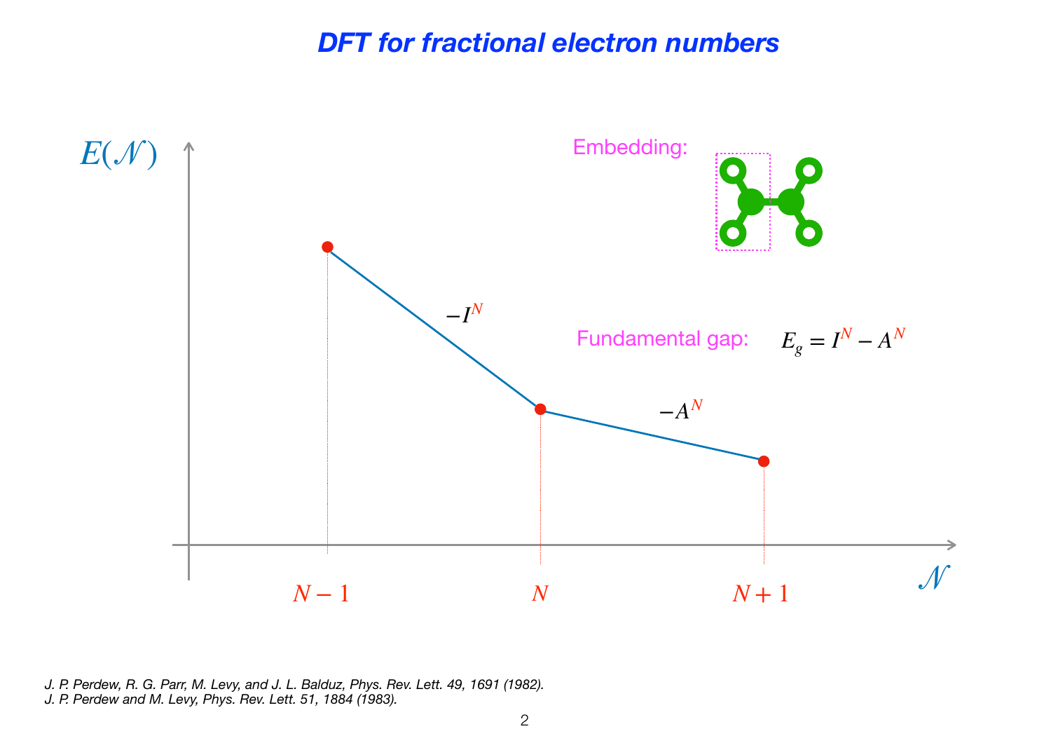# DFT for fractional electron numbers

$E(\mathcal{N})$

$-I^N$

$-A^N$

$N-1$ $N$ $N+1$ $\mathcal{N}$

Embedding:

Fundamental gap: $E_g = I^N - A^N$

*J. P. Perdew, R. G. Parr, M. Levy, and J. L. Balduz, Phys. Rev. Lett. 49, 1691 (1982).*
*J. P. Perdew and M. Levy, Phys. Rev. Lett. 51, 1884 (1983).*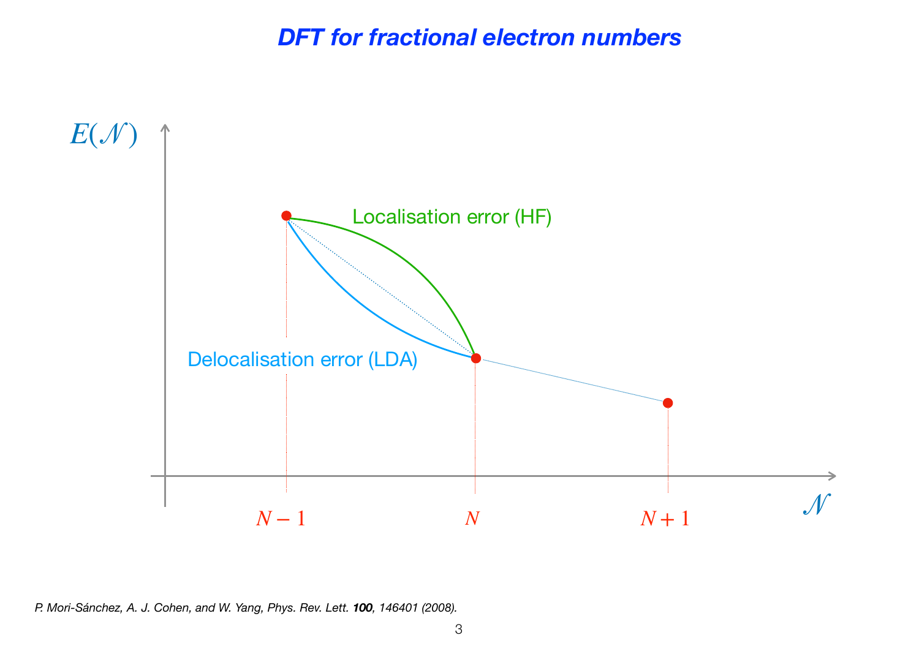# *DFT for fractional electron numbers*

$E(\mathcal{N})$

Localisation error (HF)

Delocalisation error (LDA)

$N-1$ $\quad N \quad$ $N+1$ $\quad \mathcal{N}$

*P. Mori-Sánchez, A. J. Cohen, and W. Yang, Phys. Rev. Lett.* ***100****, 146401 (2008).*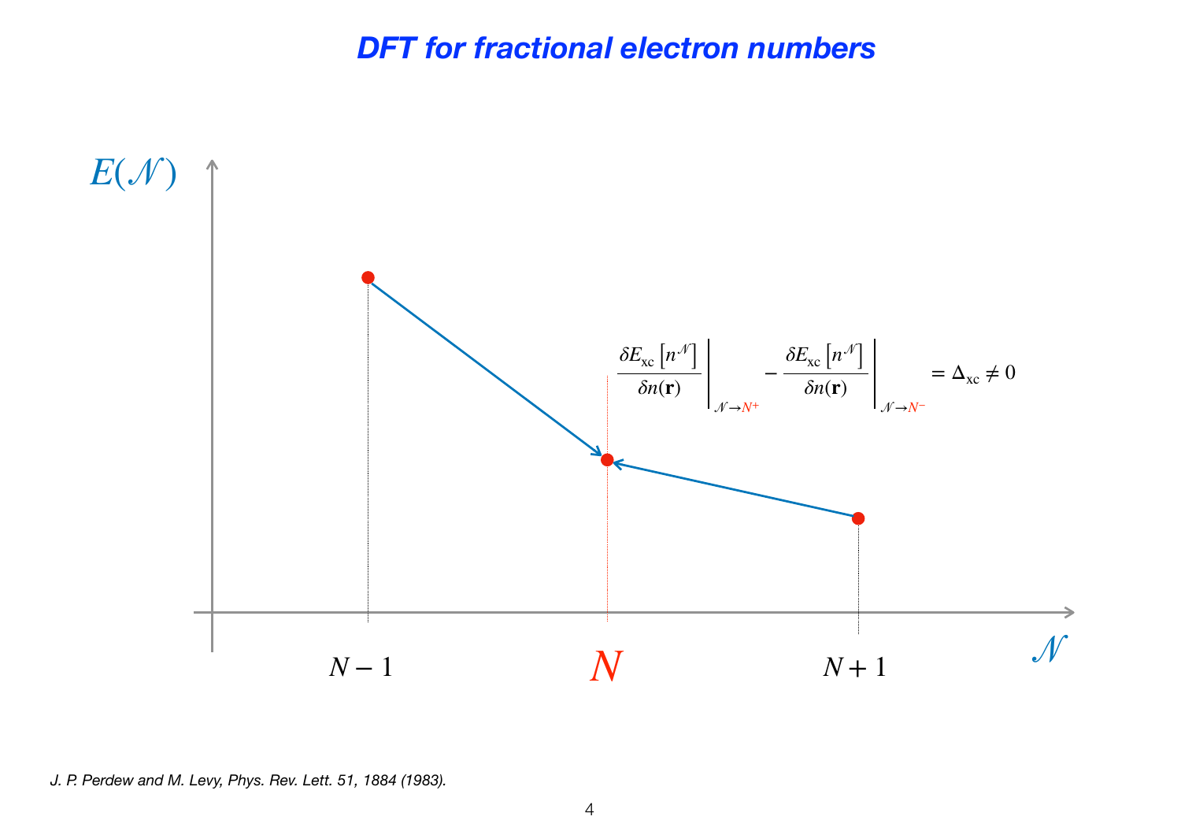# DFT for fractional electron numbers

$E(\mathcal{N})$

$$\left.\frac{\delta E_{\rm xc}\left[n^{\mathcal{N}}\right]}{\delta n(\mathbf{r})}\right|_{\mathcal{N}\rightarrow N^{+}} - \left.\frac{\delta E_{\rm xc}\left[n^{\mathcal{N}}\right]}{\delta n(\mathbf{r})}\right|_{\mathcal{N}\rightarrow N^{-}} = \Delta_{\rm xc} \neq 0$$

$N-1$ $\quad$ $N$ $\quad$ $N+1$ $\quad$ $\mathcal{N}$

*J. P. Perdew and M. Levy, Phys. Rev. Lett. 51, 1884 (1983).*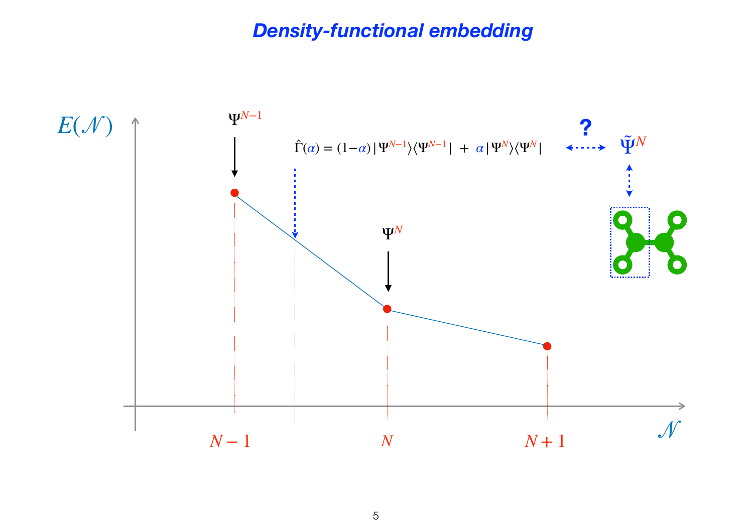# Density-functional embedding

$E(\mathcal{N})$

$\Psi^{N-1}$

$\hat{\Gamma}(\alpha) = (1-\alpha)\,|\Psi^{N-1}\rangle\langle\Psi^{N-1}| \; + \; \alpha\,|\Psi^{N}\rangle\langle\Psi^{N}|$

**?**

$\tilde{\Psi}^{N}$

$\Psi^{N}$

$N-1$ $\quad N$ $\quad N+1$

$\mathcal{N}$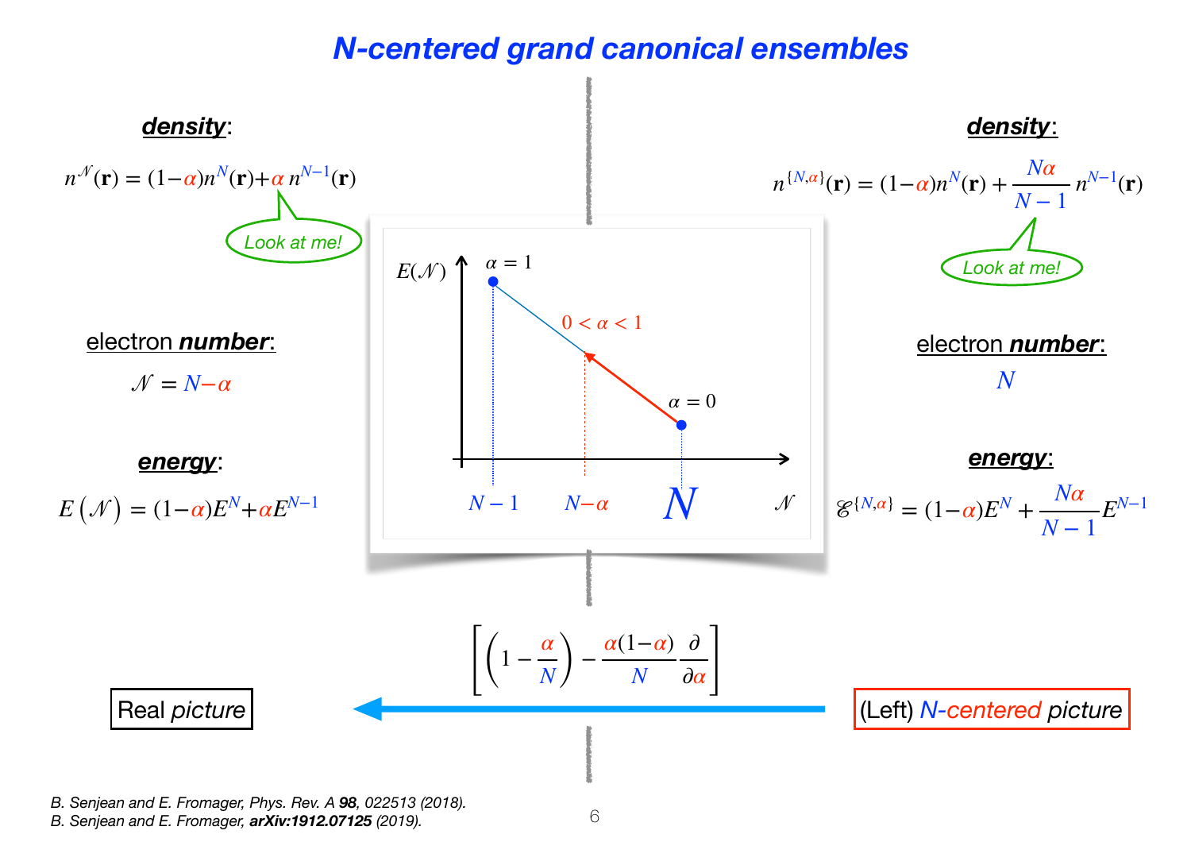# *N-centered grand canonical ensembles*

**Left side:**

***density***:

$$n^{\mathcal{N}}(\mathbf{r}) = (1-\alpha)n^{N}(\mathbf{r}) + \alpha\, n^{N-1}(\mathbf{r})$$

*Look at me!*

electron ***number***:

$$\mathcal{N} = N - \alpha$$

***energy***:

$$E\left(\mathcal{N}\right) = (1-\alpha)E^{N} + \alpha E^{N-1}$$

**Right side:**

***density***:

$$n^{\{N,\alpha\}}(\mathbf{r}) = (1-\alpha)n^{N}(\mathbf{r}) + \frac{N\alpha}{N-1}\, n^{N-1}(\mathbf{r})$$

*Look at me!*

electron ***number***:

$$N$$

***energy***:

$$\mathscr{E}^{\{N,\alpha\}} = (1-\alpha)E^{N} + \frac{N\alpha}{N-1}E^{N-1}$$

**Central figure:** $E(\mathcal{N})$ versus $\mathcal{N}$, with points at $N-1$ ($\alpha = 1$), $N-\alpha$ ($0 < \alpha < 1$), and $N$ ($\alpha = 0$).

$$\left[\left(1 - \frac{\alpha}{N}\right) - \frac{\alpha(1-\alpha)}{N}\frac{\partial}{\partial \alpha}\right]$$

Real *picture* ← (Left) *N-centered picture*

B. Senjean and E. Fromager, Phys. Rev. A **98**, 022513 (2018).
B. Senjean and E. Fromager, **arXiv:1912.07125** (2019).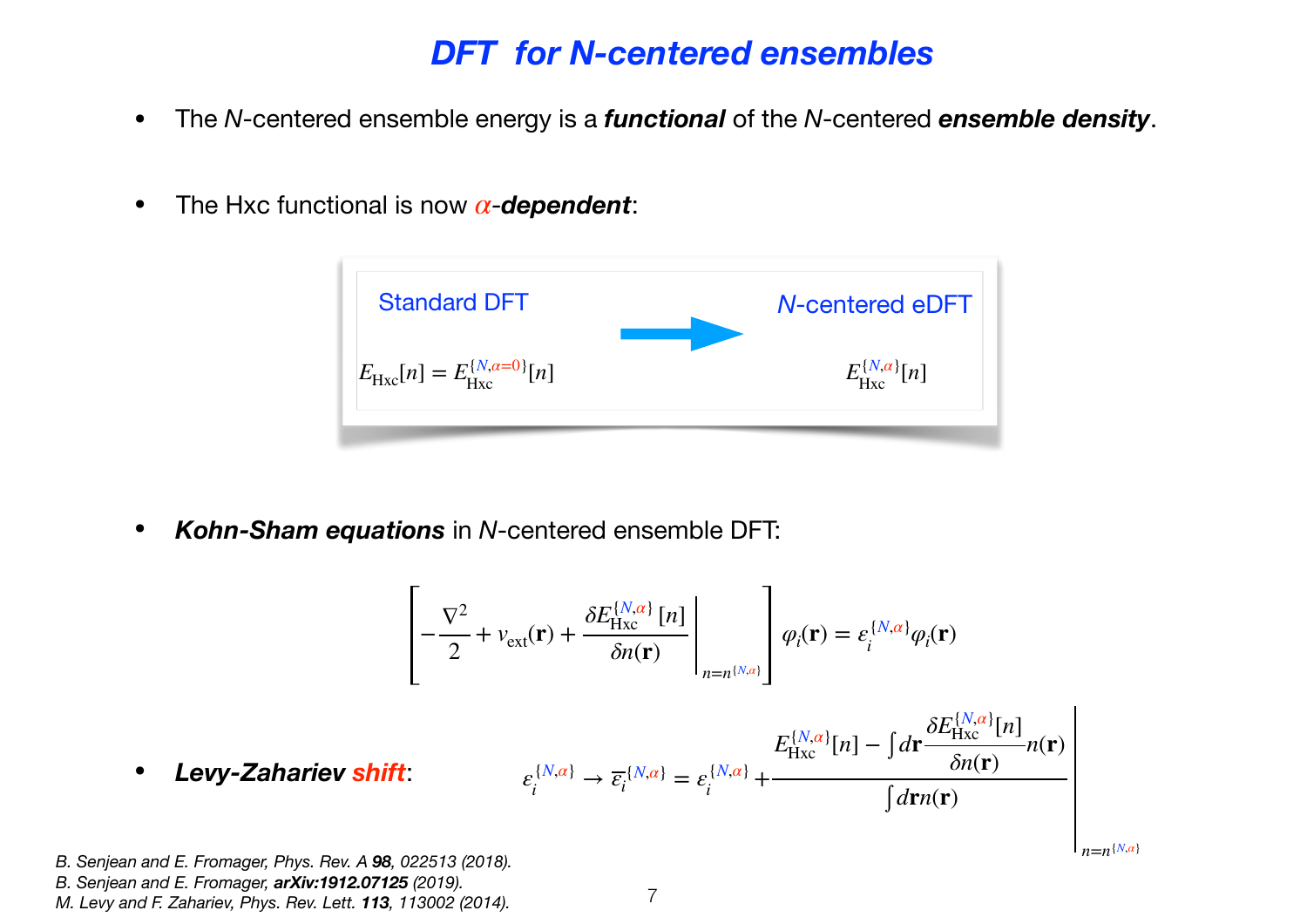# DFT for N-centered ensembles

- The $N$-centered ensemble energy is a ***functional*** of the $N$-centered ***ensemble density***.

- The Hxc functional is now $\alpha$-***dependent***:

| Standard DFT | → | $N$-centered eDFT |
|---|---|---|
| $E_{\rm Hxc}[n] = E_{\rm Hxc}^{\{N,\alpha=0\}}[n]$ | | $E_{\rm Hxc}^{\{N,\alpha\}}[n]$ |

- ***Kohn-Sham equations*** in $N$-centered ensemble DFT:

$$\left[-\frac{\nabla^2}{2} + v_{\rm ext}(\mathbf{r}) + \left.\frac{\delta E_{\rm Hxc}^{\{N,\alpha\}}[n]}{\delta n(\mathbf{r})}\right|_{n=n^{\{N,\alpha\}}}\right]\varphi_i(\mathbf{r}) = \varepsilon_i^{\{N,\alpha\}}\varphi_i(\mathbf{r})$$

- ***Levy-Zahariev shift***:

$$\varepsilon_i^{\{N,\alpha\}} \rightarrow \overline{\varepsilon}_i^{\{N,\alpha\}} = \varepsilon_i^{\{N,\alpha\}} + \left.\frac{E_{\rm Hxc}^{\{N,\alpha\}}[n] - \int d\mathbf{r}\frac{\delta E_{\rm Hxc}^{\{N,\alpha\}}[n]}{\delta n(\mathbf{r})}n(\mathbf{r})}{\int d\mathbf{r}n(\mathbf{r})}\right|_{n=n^{\{N,\alpha\}}}$$

*B. Senjean and E. Fromager, Phys. Rev. A **98**, 022513 (2018).*
*B. Senjean and E. Fromager, **arXiv:1912.07125** (2019).*
*M. Levy and F. Zahariev, Phys. Rev. Lett. **113**, 113002 (2014).*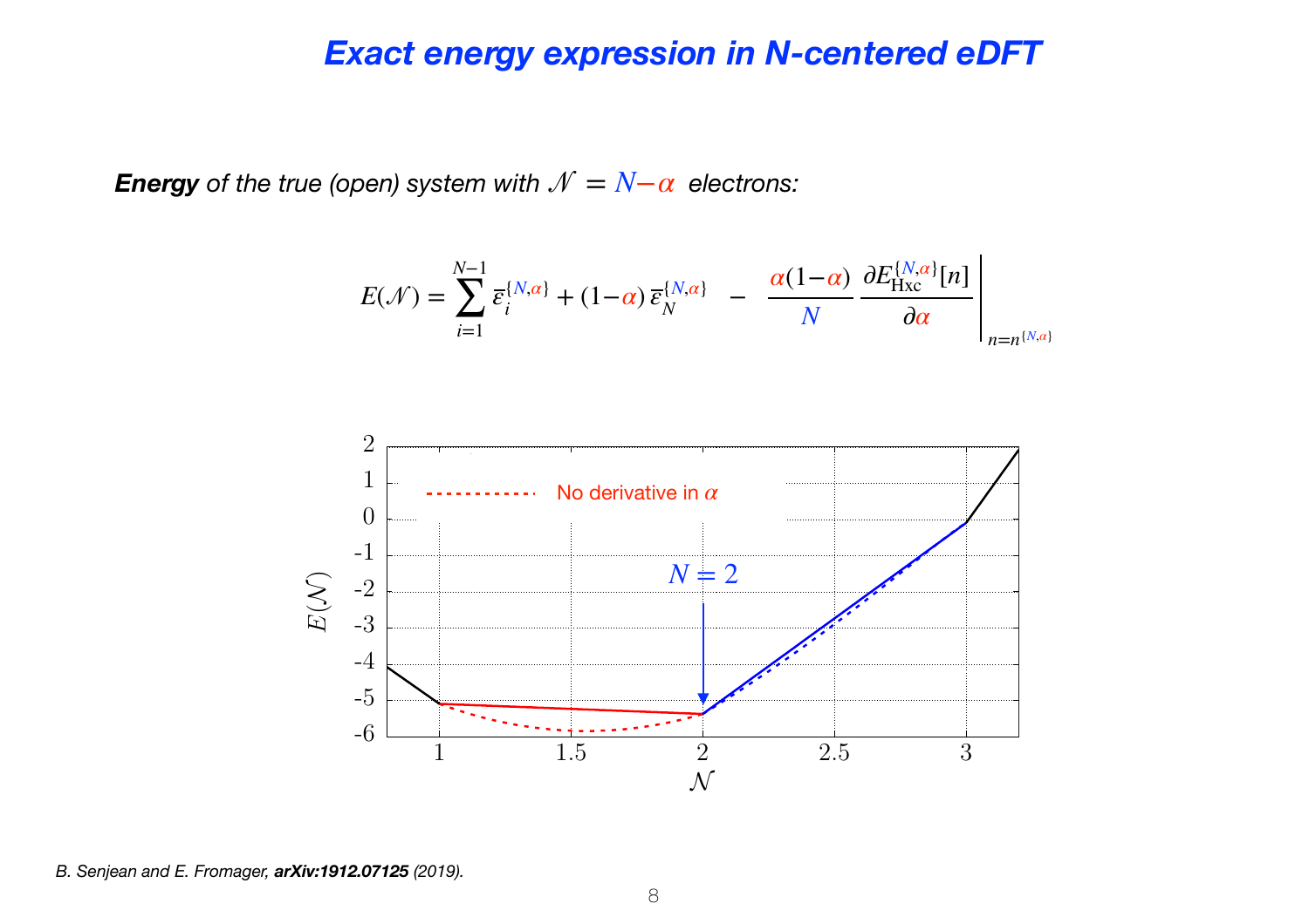# *Exact energy expression in N-centered eDFT*

***Energy** of the true (open) system with $\mathcal{N} = N - \alpha$ electrons:*

$$E(\mathcal{N}) = \sum_{i=1}^{N-1} \overline{\varepsilon}_i^{\{N,\alpha\}} + (1-\alpha)\,\overline{\varepsilon}_N^{\{N,\alpha\}} \;\; - \;\; \frac{\alpha(1-\alpha)}{N} \left.\frac{\partial E_{\rm Hxc}^{\{N,\alpha\}}[n]}{\partial \alpha}\right|_{n=n^{\{N,\alpha\}}}$$

No derivative in $\alpha$

$N = 2$

*B. Senjean and E. Fromager, **arXiv:1912.07125** (2019).*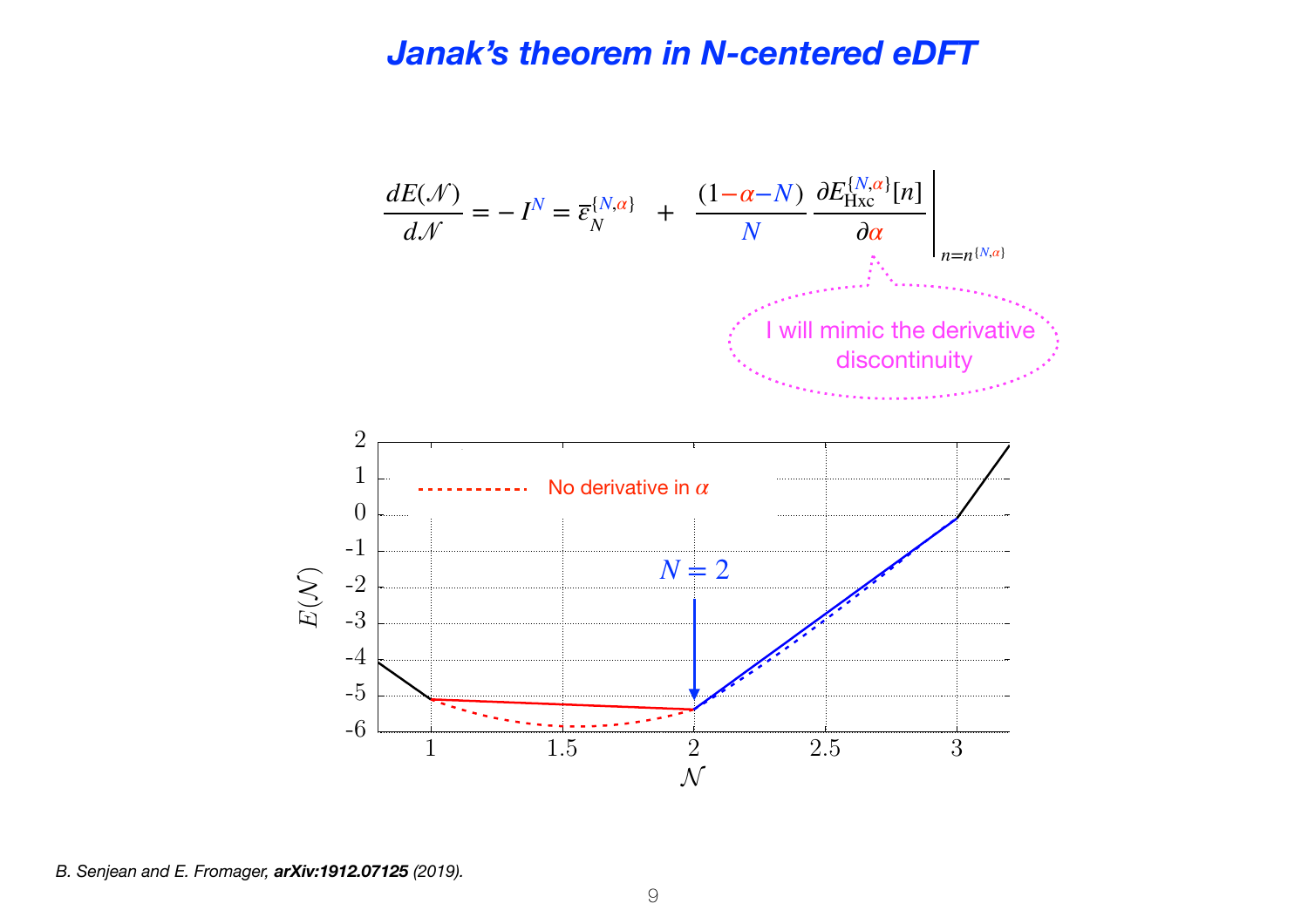# *Janak's theorem in N-centered eDFT*

$$\frac{dE(\mathcal{N})}{d\mathcal{N}} = -I^{N} = \bar{\varepsilon}_{N}^{\{N,\alpha\}} \quad + \quad \frac{(1-\alpha-N)}{N} \left.\frac{\partial E_{\rm Hxc}^{\{N,\alpha\}}[n]}{\partial \alpha}\right|_{n=n^{\{N,\alpha\}}}$$

I will mimic the derivative discontinuity

No derivative in $\alpha$

$N = 2$

$E(\mathcal{N})$

$\mathcal{N}$

*B. Senjean and E. Fromager, **arXiv:1912.07125** (2019).*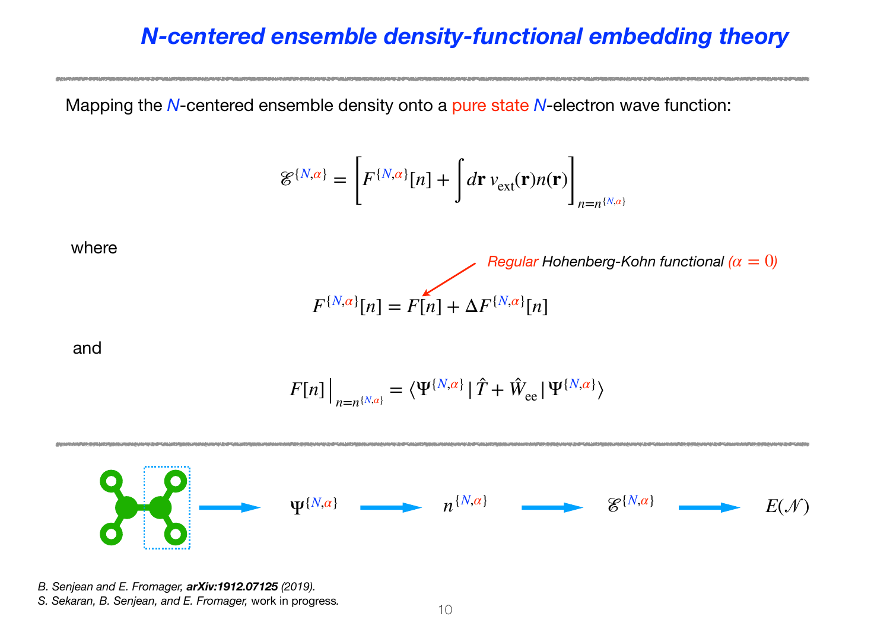# *N-centered ensemble density-functional embedding theory*

Mapping the $N$-centered ensemble density onto a pure state $N$-electron wave function:

$$\mathscr{E}^{\{N,\alpha\}} = \left[F^{\{N,\alpha\}}[n] + \int d\mathbf{r}\, v_{\text{ext}}(\mathbf{r})n(\mathbf{r})\right]_{n=n^{\{N,\alpha\}}}$$

where

*Regular Hohenberg-Kohn functional ($\alpha = 0$)*

$$F^{\{N,\alpha\}}[n] = F[n] + \Delta F^{\{N,\alpha\}}[n]$$

and

$$F[n]\Big|_{n=n^{\{N,\alpha\}}} = \langle \Psi^{\{N,\alpha\}} | \hat{T} + \hat{W}_{\text{ee}} | \Psi^{\{N,\alpha\}} \rangle$$

$\rightarrow \Psi^{\{N,\alpha\}} \rightarrow n^{\{N,\alpha\}} \rightarrow \mathscr{E}^{\{N,\alpha\}} \rightarrow E(\mathscr{N})$

*B. Senjean and E. Fromager,* ***arXiv:1912.07125*** *(2019).*
*S. Sekaran, B. Senjean, and E. Fromager,* work in progress.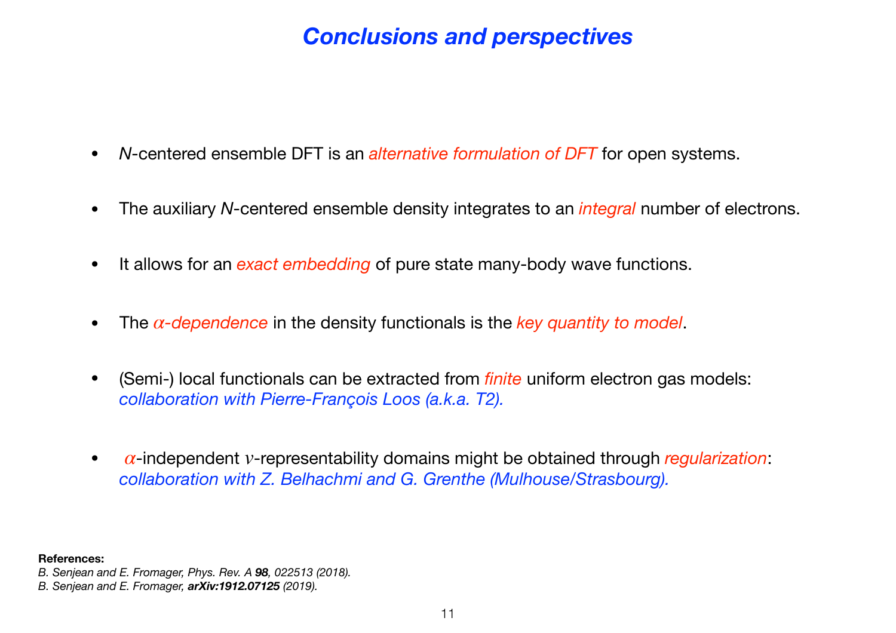# *Conclusions and perspectives*

- *N*-centered ensemble DFT is an *alternative formulation of DFT* for open systems.
- The auxiliary *N*-centered ensemble density integrates to an *integral* number of electrons.
- It allows for an *exact embedding* of pure state many-body wave functions.
- The $\alpha$*-dependence* in the density functionals is the *key quantity to model*.
- (Semi-) local functionals can be extracted from *finite* uniform electron gas models: *collaboration with Pierre-François Loos (a.k.a. T2).*
- $\alpha$-independent $v$-representability domains might be obtained through *regularization*: *collaboration with Z. Belhachmi and G. Grenthe (Mulhouse/Strasbourg).*

**References:**

*B. Senjean and E. Fromager, Phys. Rev. A* ***98****, 022513 (2018).*

*B. Senjean and E. Fromager,* ***arXiv:1912.07125*** *(2019).*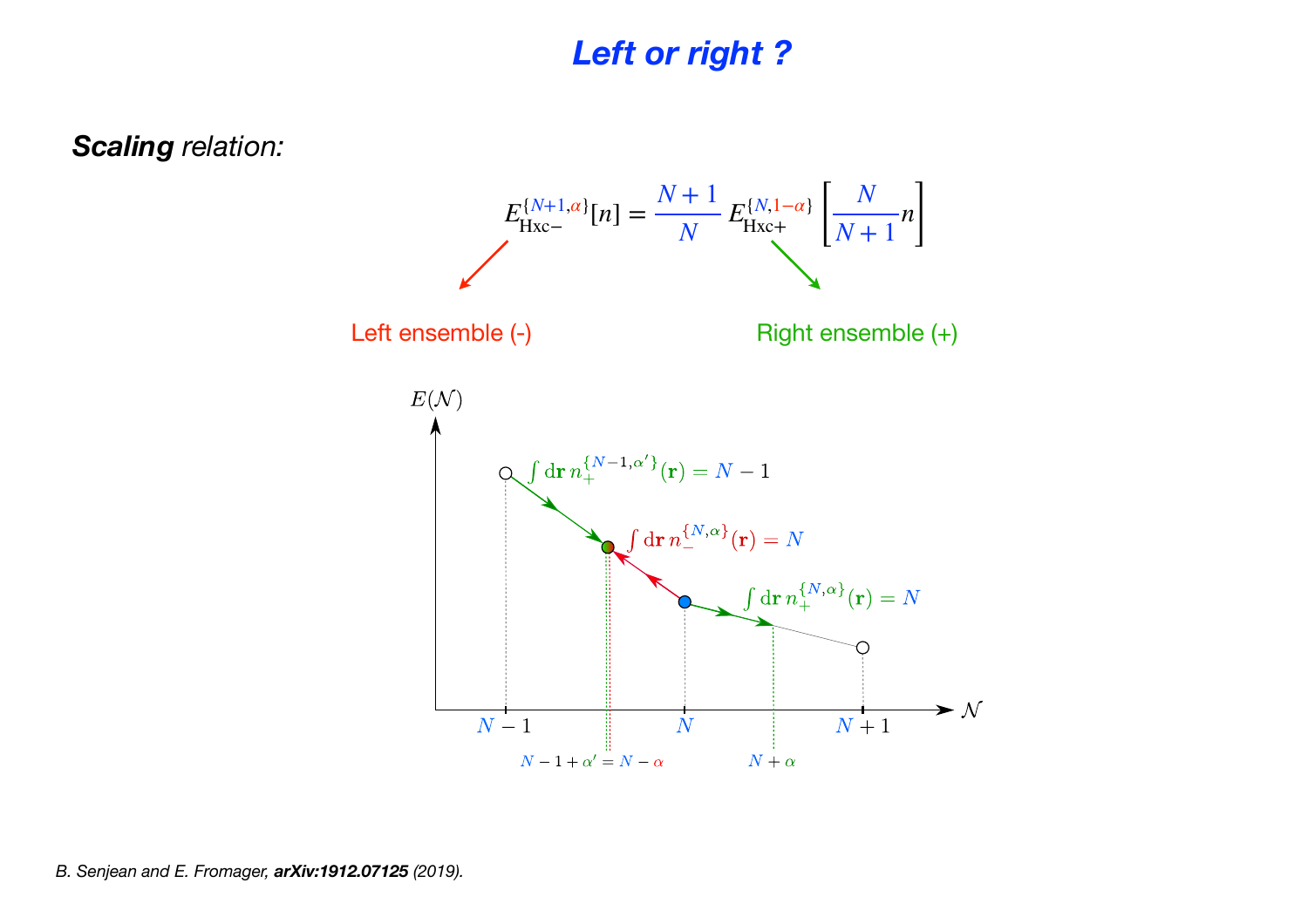# *Left or right ?*

***Scaling** relation:*

$$E_{\text{Hxc}-}^{\{N+1,\alpha\}}[n] = \frac{N+1}{N} E_{\text{Hxc}+}^{\{N,1-\alpha\}}\left[\frac{N}{N+1}n\right]$$

Left ensemble (-)

Right ensemble (+)

$E(\mathcal{N})$

$\int \mathrm{d}\mathbf{r}\, n_{+}^{\{N-1,\alpha'\}}(\mathbf{r}) = N-1$

$\int \mathrm{d}\mathbf{r}\, n_{-}^{\{N,\alpha\}}(\mathbf{r}) = N$

$\int \mathrm{d}\mathbf{r}\, n_{+}^{\{N,\alpha\}}(\mathbf{r}) = N$

$\mathcal{N}$

$N-1$

$N$

$N+1$

$N-1+\alpha' = N-\alpha$

$N+\alpha$

*B. Senjean and E. Fromager, **arXiv:1912.07125** (2019).*